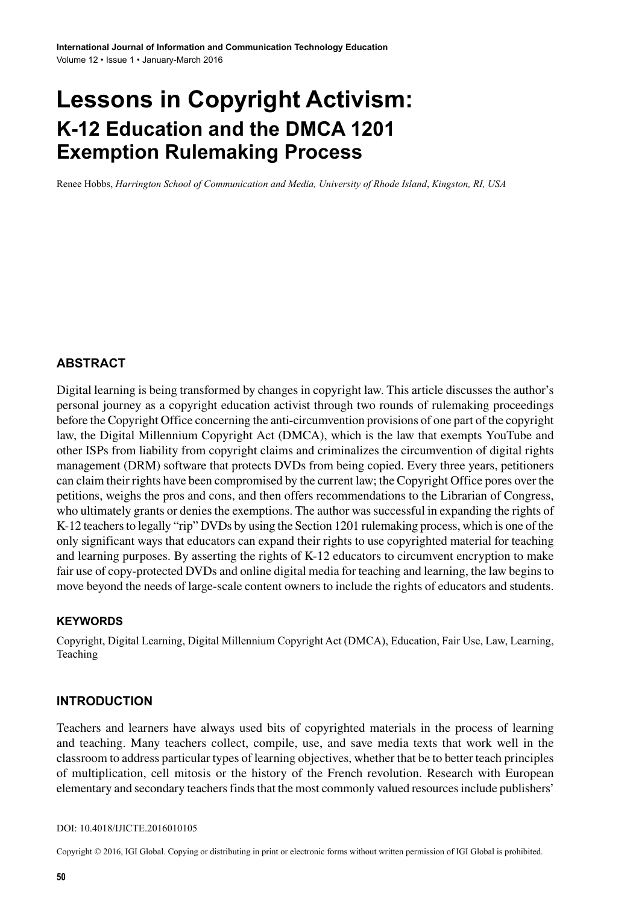# Lessons in Copyright Activism:

## K-12 Education and the DMCA 1201 Exemption Rulemaking Process

Renee Hobbs, *Harrington School of Communication and Media, University of Rhode Island*, *Kingston, RI, USA*

### ABSTRACT

Digital learning is being transformed by changes in copyright law. This article discusses the author's personal journey as a copyright education activist through two rounds of rulemaking proceedings before the Copyright Office concerning the anti-circumvention provisions of one part of the copyright law, the Digital Millennium Copyright Act (DMCA), which is the law that exempts YouTube and other ISPs from liability from copyright claims and criminalizes the circumvention of digital rights management (DRM) software that protects DVDs from being copied. Every three years, petitioners can claim their rights have been compromised by the current law; the Copyright Office pores over the petitions, weighs the pros and cons, and then offers recommendations to the Librarian of Congress, who ultimately grants or denies the exemptions. The author was successful in expanding the rights of K-12 teachers to legally "rip" DVDs by using the Section 1201 rulemaking process, which is one of the only significant ways that educators can expand their rights to use copyrighted material for teaching and learning purposes. By asserting the rights of K-12 educators to circumvent encryption to make fair use of copy-protected DVDs and online digital media for teaching and learning, the law begins to move beyond the needs of large-scale content owners to include the rights of educators and students.

#### KEYWORDS

Copyright, Digital Learning, Digital Millennium Copyright Act (DMCA), Education, Fair Use, Law, Learning, Teaching

### INTRODUCTION

Teachers and learners have always used bits of copyrighted materials in the process of learning and teaching. Many teachers collect, compile, use, and save media texts that work well in the classroom to address particular types of learning objectives, whether that be to better teach principles of multiplication, cell mitosis or the history of the French revolution. Research with European elementary and secondary teachers finds that the most commonly valued resources include publishers'

DOI: 10.4018/IJICTE.2016010105

Copyright © 2016, IGI Global. Copying or distributing in print or electronic forms without written permission of IGI Global is prohibited.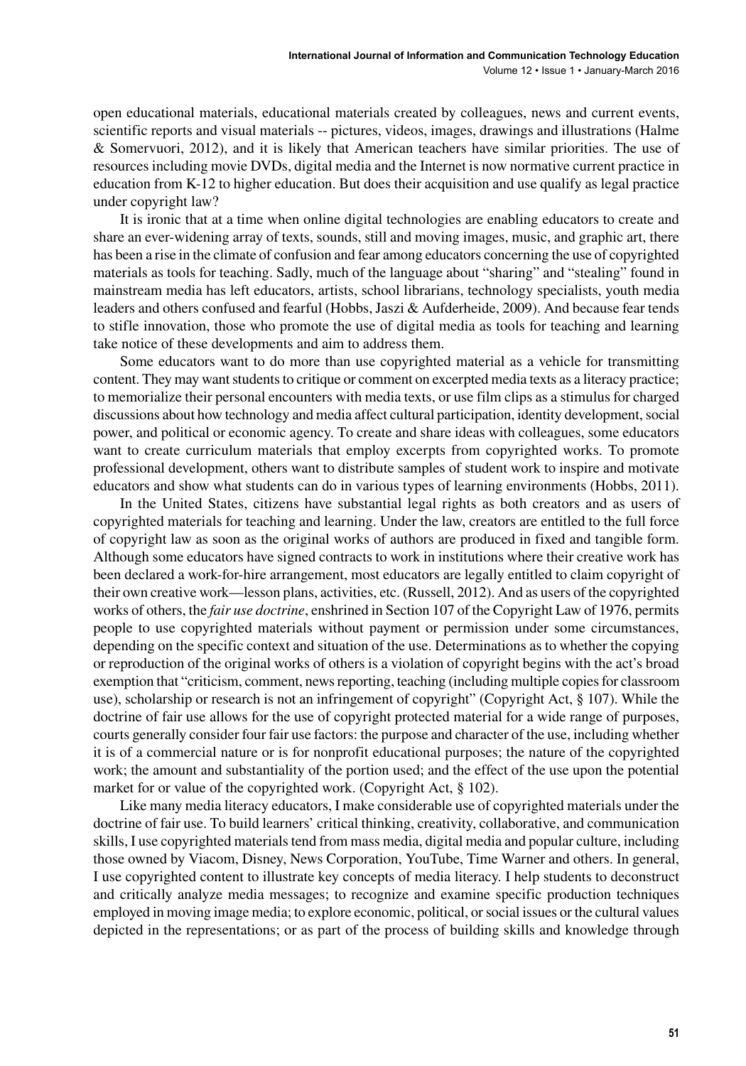open educational materials, educational materials created by colleagues, news and current events, scientific reports and visual materials -- pictures, videos, images, drawings and illustrations (Halme & Somervuori, 2012), and it is likely that American teachers have similar priorities. The use of resources including movie DVDs, digital media and the Internet is now normative current practice in education from K-12 to higher education. But does their acquisition and use qualify as legal practice under copyright law?

It is ironic that at a time when online digital technologies are enabling educators to create and share an ever-widening array of texts, sounds, still and moving images, music, and graphic art, there has been a rise in the climate of confusion and fear among educators concerning the use of copyrighted materials as tools for teaching. Sadly, much of the language about "sharing" and "stealing" found in mainstream media has left educators, artists, school librarians, technology specialists, youth media leaders and others confused and fearful (Hobbs, Jaszi & Aufderheide, 2009). And because fear tends to stifle innovation, those who promote the use of digital media as tools for teaching and learning take notice of these developments and aim to address them.

Some educators want to do more than use copyrighted material as a vehicle for transmitting content. They may want students to critique or comment on excerpted media texts as a literacy practice; to memorialize their personal encounters with media texts, or use film clips as a stimulus for charged discussions about how technology and media affect cultural participation, identity development, social power, and political or economic agency. To create and share ideas with colleagues, some educators want to create curriculum materials that employ excerpts from copyrighted works. To promote professional development, others want to distribute samples of student work to inspire and motivate educators and show what students can do in various types of learning environments (Hobbs, 2011).

In the United States, citizens have substantial legal rights as both creators and as users of copyrighted materials for teaching and learning. Under the law, creators are entitled to the full force of copyright law as soon as the original works of authors are produced in fixed and tangible form. Although some educators have signed contracts to work in institutions where their creative work has been declared a work-for-hire arrangement, most educators are legally entitled to claim copyright of their own creative work—lesson plans, activities, etc. (Russell, 2012). And as users of the copyrighted works of others, the *fair use doctrine*, enshrined in Section 107 of the Copyright Law of 1976, permits people to use copyrighted materials without payment or permission under some circumstances, depending on the specific context and situation of the use. Determinations as to whether the copying or reproduction of the original works of others is a violation of copyright begins with the act's broad exemption that "criticism, comment, news reporting, teaching (including multiple copies for classroom use), scholarship or research is not an infringement of copyright" (Copyright Act, § 107). While the doctrine of fair use allows for the use of copyright protected material for a wide range of purposes, courts generally consider four fair use factors: the purpose and character of the use, including whether it is of a commercial nature or is for nonprofit educational purposes; the nature of the copyrighted work; the amount and substantiality of the portion used; and the effect of the use upon the potential market for or value of the copyrighted work. (Copyright Act, § 102).

Like many media literacy educators, I make considerable use of copyrighted materials under the doctrine of fair use. To build learners' critical thinking, creativity, collaborative, and communication skills, I use copyrighted materials that tend from mass media, digital media and popular culture, including those owned by Viacom, Disney, News Corporation, YouTube, Time Warner and others. In general, I use copyrighted content to illustrate key concepts of media literacy. I help students to deconstruct and critically analyze media messages; to recognize and examine specific production techniques employed in moving image media; to explore economic, political, or social issues or the cultural values depicted in the representations; or as part of the process of building skills and knowledge through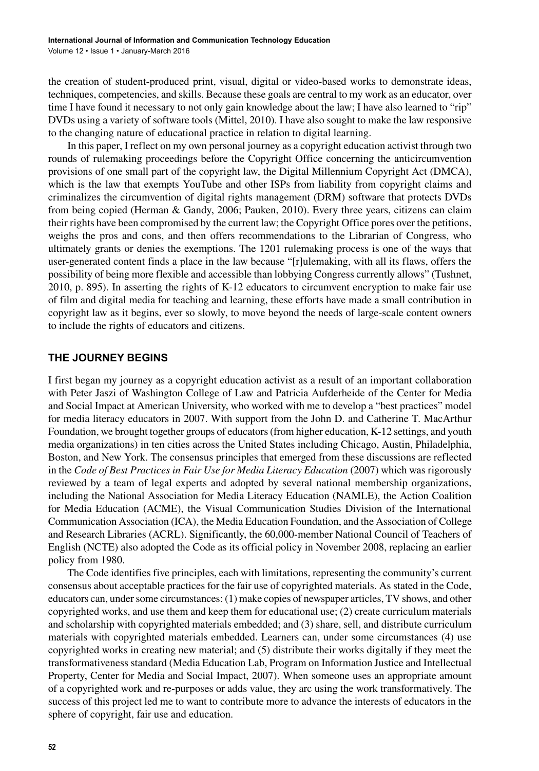the creation of student-produced print, visual, digital or video-based works to demonstrate ideas, techniques, competencies, and skills. Because these goals are central to my work as an educator, over time I have found it necessary to not only gain knowledge about the law; I have also learned to "rip" DVDs using a variety of software tools (Mittel, 2010). I have also sought to make the law responsive to the changing nature of educational practice in relation to digital learning.

In this paper, I reflect on my own personal journey as a copyright education activist through two rounds of rulemaking proceedings before the Copyright Office concerning the anticircumvention provisions of one small part of the copyright law, the Digital Millennium Copyright Act (DMCA), which is the law that exempts YouTube and other ISPs from liability from copyright claims and criminalizes the circumvention of digital rights management (DRM) software that protects DVDs from being copied (Herman & Gandy, 2006; Pauken, 2010). Every three years, citizens can claim their rights have been compromised by the current law; the Copyright Office pores over the petitions, weighs the pros and cons, and then offers recommendations to the Librarian of Congress, who ultimately grants or denies the exemptions. The 1201 rulemaking process is one of the ways that user-generated content finds a place in the law because "[r]ulemaking, with all its flaws, offers the possibility of being more flexible and accessible than lobbying Congress currently allows" (Tushnet, 2010, p. 895). In asserting the rights of K-12 educators to circumvent encryption to make fair use of film and digital media for teaching and learning, these efforts have made a small contribution in copyright law as it begins, ever so slowly, to move beyond the needs of large-scale content owners to include the rights of educators and citizens.

## THE JOURNEY BEGINS

I first began my journey as a copyright education activist as a result of an important collaboration with Peter Jaszi of Washington College of Law and Patricia Aufderheide of the Center for Media and Social Impact at American University, who worked with me to develop a "best practices" model for media literacy educators in 2007. With support from the John D. and Catherine T. MacArthur Foundation, we brought together groups of educators (from higher education, K-12 settings, and youth media organizations) in ten cities across the United States including Chicago, Austin, Philadelphia, Boston, and New York. The consensus principles that emerged from these discussions are reflected in the *Code of Best Practices in Fair Use for Media Literacy Education* (2007) which was rigorously reviewed by a team of legal experts and adopted by several national membership organizations, including the National Association for Media Literacy Education (NAMLE), the Action Coalition for Media Education (ACME), the Visual Communication Studies Division of the International Communication Association (ICA), the Media Education Foundation, and the Association of College and Research Libraries (ACRL). Significantly, the 60,000-member National Council of Teachers of English (NCTE) also adopted the Code as its official policy in November 2008, replacing an earlier policy from 1980.

The Code identifies five principles, each with limitations, representing the community's current consensus about acceptable practices for the fair use of copyrighted materials. As stated in the Code, educators can, under some circumstances: (1) make copies of newspaper articles, TV shows, and other copyrighted works, and use them and keep them for educational use; (2) create curriculum materials and scholarship with copyrighted materials embedded; and (3) share, sell, and distribute curriculum materials with copyrighted materials embedded. Learners can, under some circumstances (4) use copyrighted works in creating new material; and (5) distribute their works digitally if they meet the transformativeness standard (Media Education Lab, Program on Information Justice and Intellectual Property, Center for Media and Social Impact, 2007). When someone uses an appropriate amount of a copyrighted work and re-purposes or adds value, they arc using the work transformatively. The success of this project led me to want to contribute more to advance the interests of educators in the sphere of copyright, fair use and education.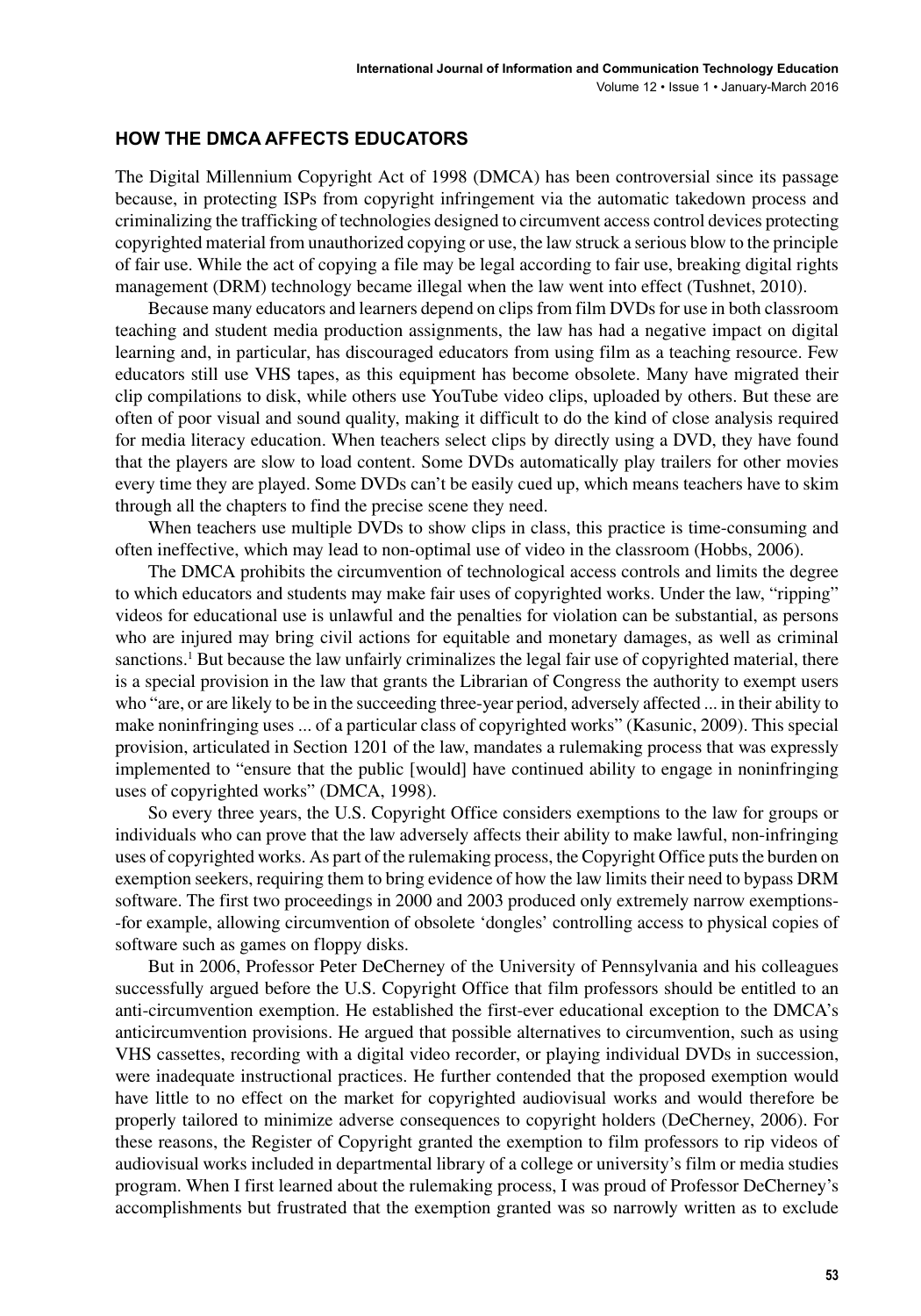## HOW THE DMCA AFFECTS EDUCATORS

The Digital Millennium Copyright Act of 1998 (DMCA) has been controversial since its passage because, in protecting ISPs from copyright infringement via the automatic takedown process and criminalizing the trafficking of technologies designed to circumvent access control devices protecting copyrighted material from unauthorized copying or use, the law struck a serious blow to the principle of fair use. While the act of copying a file may be legal according to fair use, breaking digital rights management (DRM) technology became illegal when the law went into effect (Tushnet, 2010).

Because many educators and learners depend on clips from film DVDs for use in both classroom teaching and student media production assignments, the law has had a negative impact on digital learning and, in particular, has discouraged educators from using film as a teaching resource. Few educators still use VHS tapes, as this equipment has become obsolete. Many have migrated their clip compilations to disk, while others use YouTube video clips, uploaded by others. But these are often of poor visual and sound quality, making it difficult to do the kind of close analysis required for media literacy education. When teachers select clips by directly using a DVD, they have found that the players are slow to load content. Some DVDs automatically play trailers for other movies every time they are played. Some DVDs can't be easily cued up, which means teachers have to skim through all the chapters to find the precise scene they need.

When teachers use multiple DVDs to show clips in class, this practice is time-consuming and often ineffective, which may lead to non-optimal use of video in the classroom (Hobbs, 2006).

The DMCA prohibits the circumvention of technological access controls and limits the degree to which educators and students may make fair uses of copyrighted works. Under the law, "ripping" videos for educational use is unlawful and the penalties for violation can be substantial, as persons who are injured may bring civil actions for equitable and monetary damages, as well as criminal sanctions.[1] But because the law unfairly criminalizes the legal fair use of copyrighted material, there is a special provision in the law that grants the Librarian of Congress the authority to exempt users who "are, or are likely to be in the succeeding three-year period, adversely affected ... in their ability to make noninfringing uses ... of a particular class of copyrighted works" (Kasunic, 2009). This special provision, articulated in Section 1201 of the law, mandates a rulemaking process that was expressly implemented to "ensure that the public [would] have continued ability to engage in noninfringing uses of copyrighted works" (DMCA, 1998).

So every three years, the U.S. Copyright Office considers exemptions to the law for groups or individuals who can prove that the law adversely affects their ability to make lawful, non-infringing uses of copyrighted works. As part of the rulemaking process, the Copyright Office puts the burden on exemption seekers, requiring them to bring evidence of how the law limits their need to bypass DRM software. The first two proceedings in 2000 and 2003 produced only extremely narrow exemptions--for example, allowing circumvention of obsolete 'dongles' controlling access to physical copies of software such as games on floppy disks.

But in 2006, Professor Peter DeCherney of the University of Pennsylvania and his colleagues successfully argued before the U.S. Copyright Office that film professors should be entitled to an anti-circumvention exemption. He established the first-ever educational exception to the DMCA's anticircumvention provisions. He argued that possible alternatives to circumvention, such as using VHS cassettes, recording with a digital video recorder, or playing individual DVDs in succession, were inadequate instructional practices. He further contended that the proposed exemption would have little to no effect on the market for copyrighted audiovisual works and would therefore be properly tailored to minimize adverse consequences to copyright holders (DeCherney, 2006). For these reasons, the Register of Copyright granted the exemption to film professors to rip videos of audiovisual works included in departmental library of a college or university's film or media studies program. When I first learned about the rulemaking process, I was proud of Professor DeCherney's accomplishments but frustrated that the exemption granted was so narrowly written as to exclude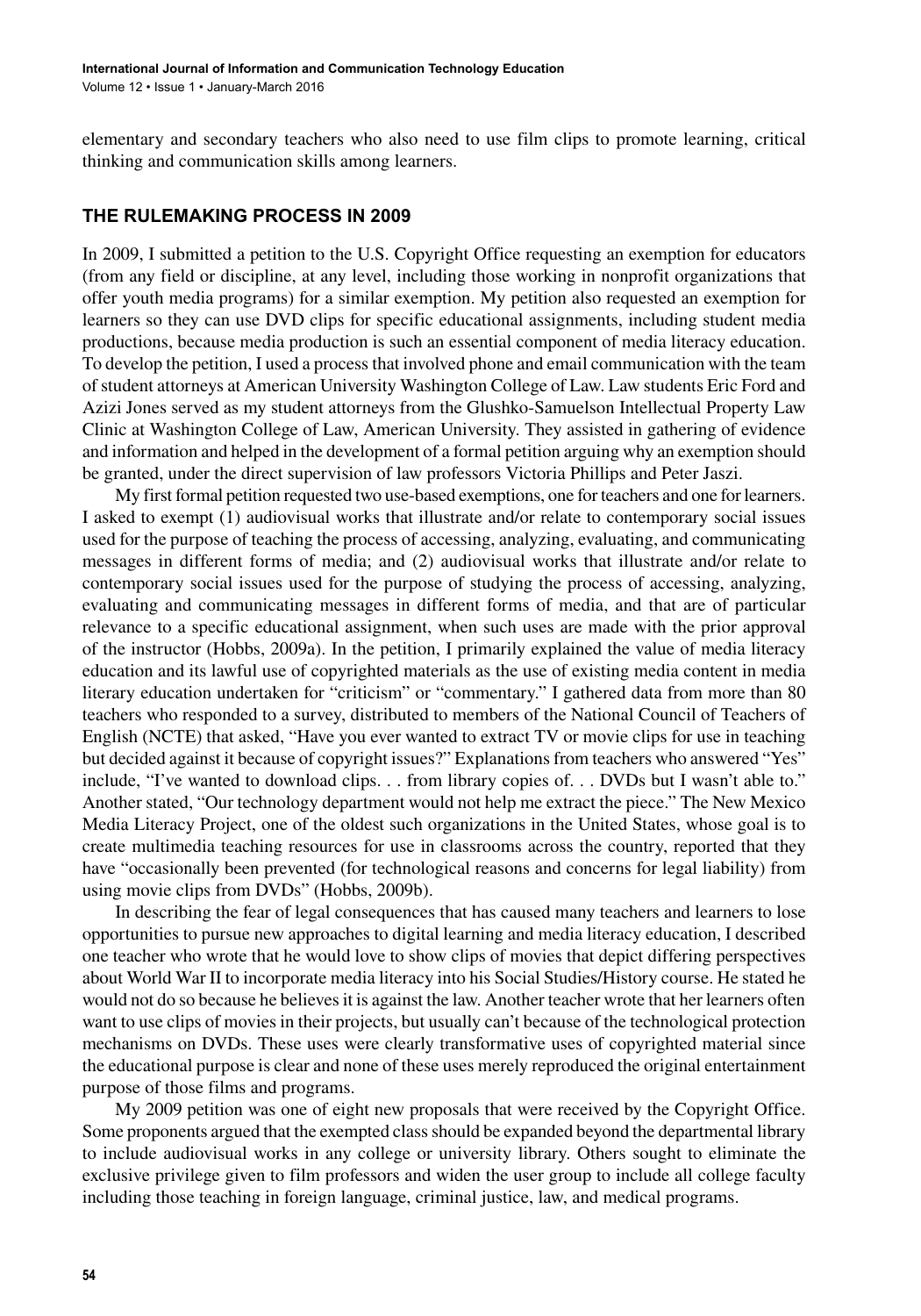elementary and secondary teachers who also need to use film clips to promote learning, critical thinking and communication skills among learners.

## THE RULEMAKING PROCESS IN 2009

In 2009, I submitted a petition to the U.S. Copyright Office requesting an exemption for educators (from any field or discipline, at any level, including those working in nonprofit organizations that offer youth media programs) for a similar exemption. My petition also requested an exemption for learners so they can use DVD clips for specific educational assignments, including student media productions, because media production is such an essential component of media literacy education. To develop the petition, I used a process that involved phone and email communication with the team of student attorneys at American University Washington College of Law. Law students Eric Ford and Azizi Jones served as my student attorneys from the Glushko-Samuelson Intellectual Property Law Clinic at Washington College of Law, American University. They assisted in gathering of evidence and information and helped in the development of a formal petition arguing why an exemption should be granted, under the direct supervision of law professors Victoria Phillips and Peter Jaszi.

My first formal petition requested two use-based exemptions, one for teachers and one for learners. I asked to exempt (1) audiovisual works that illustrate and/or relate to contemporary social issues used for the purpose of teaching the process of accessing, analyzing, evaluating, and communicating messages in different forms of media; and (2) audiovisual works that illustrate and/or relate to contemporary social issues used for the purpose of studying the process of accessing, analyzing, evaluating and communicating messages in different forms of media, and that are of particular relevance to a specific educational assignment, when such uses are made with the prior approval of the instructor (Hobbs, 2009a). In the petition, I primarily explained the value of media literacy education and its lawful use of copyrighted materials as the use of existing media content in media literacy education undertaken for "criticism" or "commentary." I gathered data from more than 80 teachers who responded to a survey, distributed to members of the National Council of Teachers of English (NCTE) that asked, "Have you ever wanted to extract TV or movie clips for use in teaching but decided against it because of copyright issues?" Explanations from teachers who answered "Yes" include, "I've wanted to download clips. . . from library copies of. . . DVDs but I wasn't able to." Another stated, "Our technology department would not help me extract the piece." The New Mexico Media Literacy Project, one of the oldest such organizations in the United States, whose goal is to create multimedia teaching resources for use in classrooms across the country, reported that they have "occasionally been prevented (for technological reasons and concerns for legal liability) from using movie clips from DVDs" (Hobbs, 2009b).

In describing the fear of legal consequences that has caused many teachers and learners to lose opportunities to pursue new approaches to digital learning and media literacy education, I described one teacher who wrote that he would love to show clips of movies that depict differing perspectives about World War II to incorporate media literacy into his Social Studies/History course. He stated he would not do so because he believes it is against the law. Another teacher wrote that her learners often want to use clips of movies in their projects, but usually can't because of the technological protection mechanisms on DVDs. These uses were clearly transformative uses of copyrighted material since the educational purpose is clear and none of these uses merely reproduced the original entertainment purpose of those films and programs.

My 2009 petition was one of eight new proposals that were received by the Copyright Office. Some proponents argued that the exempted class should be expanded beyond the departmental library to include audiovisual works in any college or university library. Others sought to eliminate the exclusive privilege given to film professors and widen the user group to include all college faculty including those teaching in foreign language, criminal justice, law, and medical programs.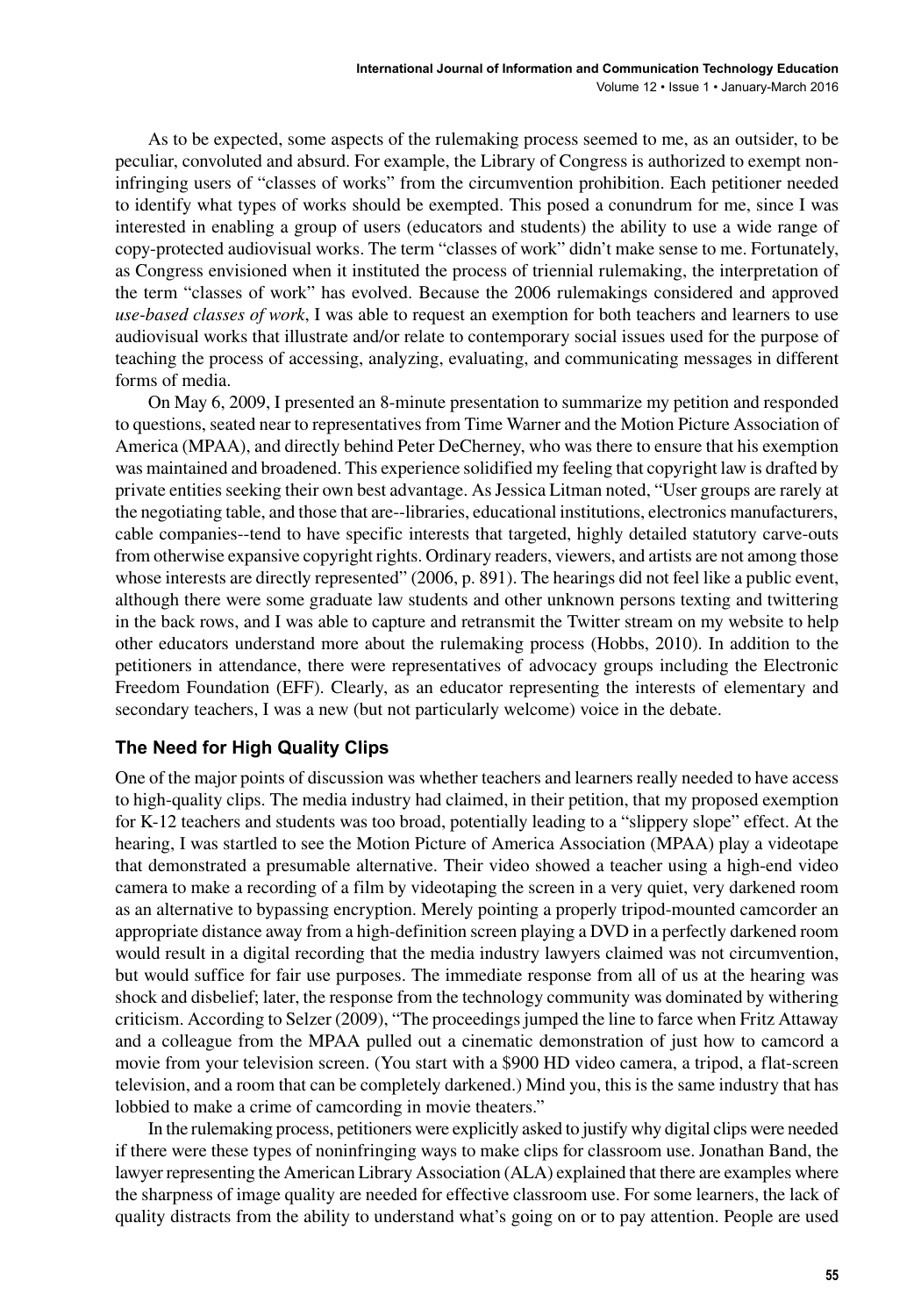As to be expected, some aspects of the rulemaking process seemed to me, as an outsider, to be peculiar, convoluted and absurd. For example, the Library of Congress is authorized to exempt non-infringing users of "classes of works" from the circumvention prohibition. Each petitioner needed to identify what types of works should be exempted. This posed a conundrum for me, since I was interested in enabling a group of users (educators and students) the ability to use a wide range of copy-protected audiovisual works. The term "classes of work" didn't make sense to me. Fortunately, as Congress envisioned when it instituted the process of triennial rulemaking, the interpretation of the term "classes of work" has evolved. Because the 2006 rulemakings considered and approved *use-based classes of work*, I was able to request an exemption for both teachers and learners to use audiovisual works that illustrate and/or relate to contemporary social issues used for the purpose of teaching the process of accessing, analyzing, evaluating, and communicating messages in different forms of media.

On May 6, 2009, I presented an 8-minute presentation to summarize my petition and responded to questions, seated near to representatives from Time Warner and the Motion Picture Association of America (MPAA), and directly behind Peter DeCherney, who was there to ensure that his exemption was maintained and broadened. This experience solidified my feeling that copyright law is drafted by private entities seeking their own best advantage. As Jessica Litman noted, "User groups are rarely at the negotiating table, and those that are--libraries, educational institutions, electronics manufacturers, cable companies--tend to have specific interests that targeted, highly detailed statutory carve-outs from otherwise expansive copyright rights. Ordinary readers, viewers, and artists are not among those whose interests are directly represented" (2006, p. 891). The hearings did not feel like a public event, although there were some graduate law students and other unknown persons texting and twittering in the back rows, and I was able to capture and retransmit the Twitter stream on my website to help other educators understand more about the rulemaking process (Hobbs, 2010). In addition to the petitioners in attendance, there were representatives of advocacy groups including the Electronic Freedom Foundation (EFF). Clearly, as an educator representing the interests of elementary and secondary teachers, I was a new (but not particularly welcome) voice in the debate.

## The Need for High Quality Clips

One of the major points of discussion was whether teachers and learners really needed to have access to high-quality clips. The media industry had claimed, in their petition, that my proposed exemption for K-12 teachers and students was too broad, potentially leading to a "slippery slope" effect. At the hearing, I was startled to see the Motion Picture of America Association (MPAA) play a videotape that demonstrated a presumable alternative. Their video showed a teacher using a high-end video camera to make a recording of a film by videotaping the screen in a very quiet, very darkened room as an alternative to bypassing encryption. Merely pointing a properly tripod-mounted camcorder an appropriate distance away from a high-definition screen playing a DVD in a perfectly darkened room would result in a digital recording that the media industry lawyers claimed was not circumvention, but would suffice for fair use purposes. The immediate response from all of us at the hearing was shock and disbelief; later, the response from the technology community was dominated by withering criticism. According to Selzer (2009), "The proceedings jumped the line to farce when Fritz Attaway and a colleague from the MPAA pulled out a cinematic demonstration of just how to camcord a movie from your television screen. (You start with a $900 HD video camera, a tripod, a flat-screen television, and a room that can be completely darkened.) Mind you, this is the same industry that has lobbied to make a crime of camcording in movie theaters."

In the rulemaking process, petitioners were explicitly asked to justify why digital clips were needed if there were these types of noninfringing ways to make clips for classroom use. Jonathan Band, the lawyer representing the American Library Association (ALA) explained that there are examples where the sharpness of image quality are needed for effective classroom use. For some learners, the lack of quality distracts from the ability to understand what's going on or to pay attention. People are used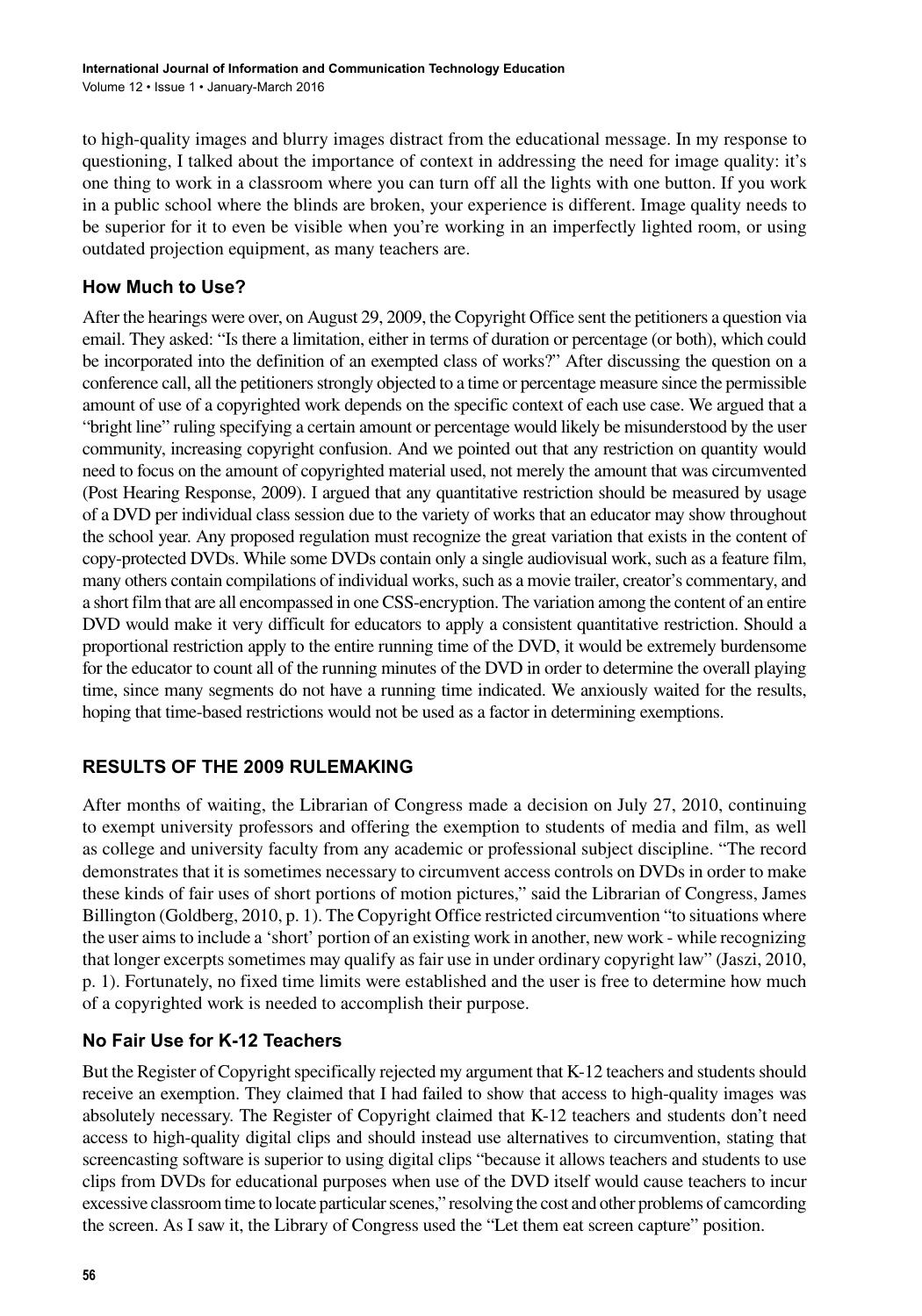to high-quality images and blurry images distract from the educational message. In my response to questioning, I talked about the importance of context in addressing the need for image quality: it's one thing to work in a classroom where you can turn off all the lights with one button. If you work in a public school where the blinds are broken, your experience is different. Image quality needs to be superior for it to even be visible when you're working in an imperfectly lighted room, or using outdated projection equipment, as many teachers are.

### How Much to Use?

After the hearings were over, on August 29, 2009, the Copyright Office sent the petitioners a question via email. They asked: "Is there a limitation, either in terms of duration or percentage (or both), which could be incorporated into the definition of an exempted class of works?" After discussing the question on a conference call, all the petitioners strongly objected to a time or percentage measure since the permissible amount of use of a copyrighted work depends on the specific context of each use case. We argued that a "bright line" ruling specifying a certain amount or percentage would likely be misunderstood by the user community, increasing copyright confusion. And we pointed out that any restriction on quantity would need to focus on the amount of copyrighted material used, not merely the amount that was circumvented (Post Hearing Response, 2009). I argued that any quantitative restriction should be measured by usage of a DVD per individual class session due to the variety of works that an educator may show throughout the school year. Any proposed regulation must recognize the great variation that exists in the content of copy-protected DVDs. While some DVDs contain only a single audiovisual work, such as a feature film, many others contain compilations of individual works, such as a movie trailer, creator's commentary, and a short film that are all encompassed in one CSS-encryption. The variation among the content of an entire DVD would make it very difficult for educators to apply a consistent quantitative restriction. Should a proportional restriction apply to the entire running time of the DVD, it would be extremely burdensome for the educator to count all of the running minutes of the DVD in order to determine the overall playing time, since many segments do not have a running time indicated. We anxiously waited for the results, hoping that time-based restrictions would not be used as a factor in determining exemptions.

## RESULTS OF THE 2009 RULEMAKING

After months of waiting, the Librarian of Congress made a decision on July 27, 2010, continuing to exempt university professors and offering the exemption to students of media and film, as well as college and university faculty from any academic or professional subject discipline. "The record demonstrates that it is sometimes necessary to circumvent access controls on DVDs in order to make these kinds of fair uses of short portions of motion pictures," said the Librarian of Congress, James Billington (Goldberg, 2010, p. 1). The Copyright Office restricted circumvention "to situations where the user aims to include a 'short' portion of an existing work in another, new work - while recognizing that longer excerpts sometimes may qualify as fair use in under ordinary copyright law" (Jaszi, 2010, p. 1). Fortunately, no fixed time limits were established and the user is free to determine how much of a copyrighted work is needed to accomplish their purpose.

### No Fair Use for K-12 Teachers

But the Register of Copyright specifically rejected my argument that K-12 teachers and students should receive an exemption. They claimed that I had failed to show that access to high-quality images was absolutely necessary. The Register of Copyright claimed that K-12 teachers and students don't need access to high-quality digital clips and should instead use alternatives to circumvention, stating that screencasting software is superior to using digital clips "because it allows teachers and students to use clips from DVDs for educational purposes when use of the DVD itself would cause teachers to incur excessive classroom time to locate particular scenes," resolving the cost and other problems of camcording the screen. As I saw it, the Library of Congress used the "Let them eat screen capture" position.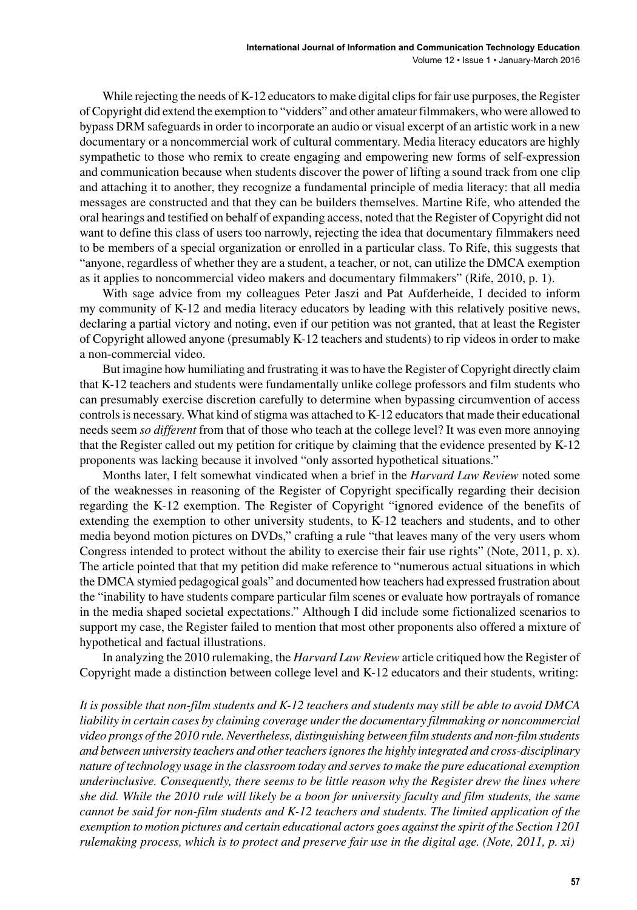While rejecting the needs of K-12 educators to make digital clips for fair use purposes, the Register of Copyright did extend the exemption to "vidders" and other amateur filmmakers, who were allowed to bypass DRM safeguards in order to incorporate an audio or visual excerpt of an artistic work in a new documentary or a noncommercial work of cultural commentary. Media literacy educators are highly sympathetic to those who remix to create engaging and empowering new forms of self-expression and communication because when students discover the power of lifting a sound track from one clip and attaching it to another, they recognize a fundamental principle of media literacy: that all media messages are constructed and that they can be builders themselves. Martine Rife, who attended the oral hearings and testified on behalf of expanding access, noted that the Register of Copyright did not want to define this class of users too narrowly, rejecting the idea that documentary filmmakers need to be members of a special organization or enrolled in a particular class. To Rife, this suggests that "anyone, regardless of whether they are a student, a teacher, or not, can utilize the DMCA exemption as it applies to noncommercial video makers and documentary filmmakers" (Rife, 2010, p. 1).

With sage advice from my colleagues Peter Jaszi and Pat Aufderheide, I decided to inform my community of K-12 and media literacy educators by leading with this relatively positive news, declaring a partial victory and noting, even if our petition was not granted, that at least the Register of Copyright allowed anyone (presumably K-12 teachers and students) to rip videos in order to make a non-commercial video.

But imagine how humiliating and frustrating it was to have the Register of Copyright directly claim that K-12 teachers and students were fundamentally unlike college professors and film students who can presumably exercise discretion carefully to determine when bypassing circumvention of access controls is necessary. What kind of stigma was attached to K-12 educators that made their educational needs seem *so different* from that of those who teach at the college level? It was even more annoying that the Register called out my petition for critique by claiming that the evidence presented by K-12 proponents was lacking because it involved "only assorted hypothetical situations."

Months later, I felt somewhat vindicated when a brief in the *Harvard Law Review* noted some of the weaknesses in reasoning of the Register of Copyright specifically regarding their decision regarding the K-12 exemption. The Register of Copyright "ignored evidence of the benefits of extending the exemption to other university students, to K-12 teachers and students, and to other media beyond motion pictures on DVDs," crafting a rule "that leaves many of the very users whom Congress intended to protect without the ability to exercise their fair use rights" (Note, 2011, p. x). The article pointed that that my petition did make reference to "numerous actual situations in which the DMCA stymied pedagogical goals" and documented how teachers had expressed frustration about the "inability to have students compare particular film scenes or evaluate how portrayals of romance in the media shaped societal expectations." Although I did include some fictionalized scenarios to support my case, the Register failed to mention that most other proponents also offered a mixture of hypothetical and factual illustrations.

In analyzing the 2010 rulemaking, the *Harvard Law Review* article critiqued how the Register of Copyright made a distinction between college level and K-12 educators and their students, writing:

*It is possible that non-film students and K-12 teachers and students may still be able to avoid DMCA liability in certain cases by claiming coverage under the documentary filmmaking or noncommercial video prongs of the 2010 rule. Nevertheless, distinguishing between film students and non-film students and between university teachers and other teachers ignores the highly integrated and cross-disciplinary nature of technology usage in the classroom today and serves to make the pure educational exemption underinclusive. Consequently, there seems to be little reason why the Register drew the lines where she did. While the 2010 rule will likely be a boon for university faculty and film students, the same cannot be said for non-film students and K-12 teachers and students. The limited application of the exemption to motion pictures and certain educational actors goes against the spirit of the Section 1201 rulemaking process, which is to protect and preserve fair use in the digital age. (Note, 2011, p. xi)*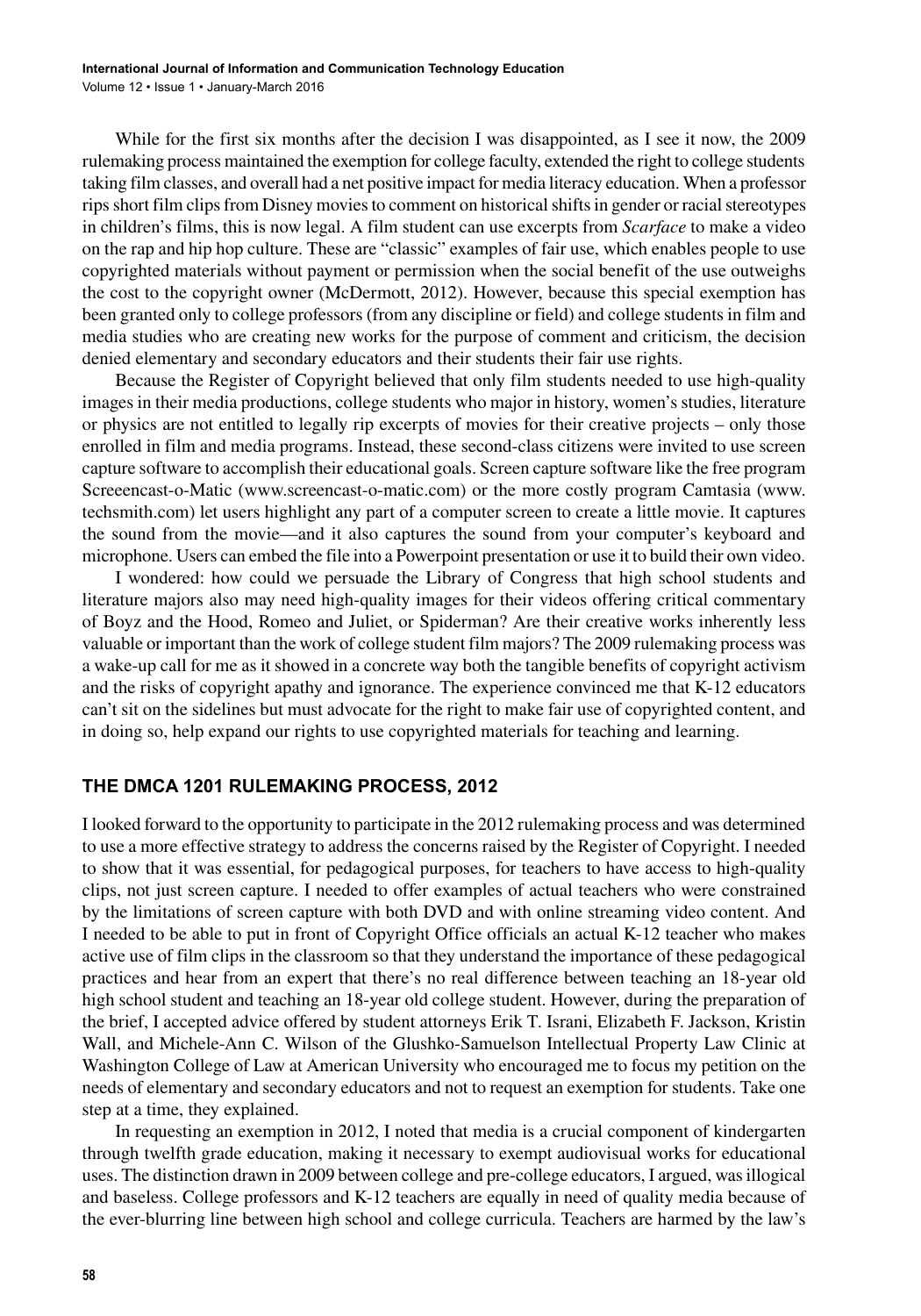While for the first six months after the decision I was disappointed, as I see it now, the 2009 rulemaking process maintained the exemption for college faculty, extended the right to college students taking film classes, and overall had a net positive impact for media literacy education. When a professor rips short film clips from Disney movies to comment on historical shifts in gender or racial stereotypes in children's films, this is now legal. A film student can use excerpts from *Scarface* to make a video on the rap and hip hop culture. These are "classic" examples of fair use, which enables people to use copyrighted materials without payment or permission when the social benefit of the use outweighs the cost to the copyright owner (McDermott, 2012). However, because this special exemption has been granted only to college professors (from any discipline or field) and college students in film and media studies who are creating new works for the purpose of comment and criticism, the decision denied elementary and secondary educators and their students their fair use rights.

Because the Register of Copyright believed that only film students needed to use high-quality images in their media productions, college students who major in history, women's studies, literature or physics are not entitled to legally rip excerpts of movies for their creative projects – only those enrolled in film and media programs. Instead, these second-class citizens were invited to use screen capture software to accomplish their educational goals. Screen capture software like the free program Screeencast-o-Matic (www.screencast-o-matic.com) or the more costly program Camtasia (www.techsmith.com) let users highlight any part of a computer screen to create a little movie. It captures the sound from the movie—and it also captures the sound from your computer's keyboard and microphone. Users can embed the file into a Powerpoint presentation or use it to build their own video.

I wondered: how could we persuade the Library of Congress that high school students and literature majors also may need high-quality images for their videos offering critical commentary of Boyz and the Hood, Romeo and Juliet, or Spiderman? Are their creative works inherently less valuable or important than the work of college student film majors? The 2009 rulemaking process was a wake-up call for me as it showed in a concrete way both the tangible benefits of copyright activism and the risks of copyright apathy and ignorance. The experience convinced me that K-12 educators can't sit on the sidelines but must advocate for the right to make fair use of copyrighted content, and in doing so, help expand our rights to use copyrighted materials for teaching and learning.

## THE DMCA 1201 RULEMAKING PROCESS, 2012

I looked forward to the opportunity to participate in the 2012 rulemaking process and was determined to use a more effective strategy to address the concerns raised by the Register of Copyright. I needed to show that it was essential, for pedagogical purposes, for teachers to have access to high-quality clips, not just screen capture. I needed to offer examples of actual teachers who were constrained by the limitations of screen capture with both DVD and with online streaming video content. And I needed to be able to put in front of Copyright Office officials an actual K-12 teacher who makes active use of film clips in the classroom so that they understand the importance of these pedagogical practices and hear from an expert that there's no real difference between teaching an 18-year old high school student and teaching an 18-year old college student. However, during the preparation of the brief, I accepted advice offered by student attorneys Erik T. Israni, Elizabeth F. Jackson, Kristin Wall, and Michele-Ann C. Wilson of the Glushko-Samuelson Intellectual Property Law Clinic at Washington College of Law at American University who encouraged me to focus my petition on the needs of elementary and secondary educators and not to request an exemption for students. Take one step at a time, they explained.

In requesting an exemption in 2012, I noted that media is a crucial component of kindergarten through twelfth grade education, making it necessary to exempt audiovisual works for educational uses. The distinction drawn in 2009 between college and pre-college educators, I argued, was illogical and baseless. College professors and K-12 teachers are equally in need of quality media because of the ever-blurring line between high school and college curricula. Teachers are harmed by the law's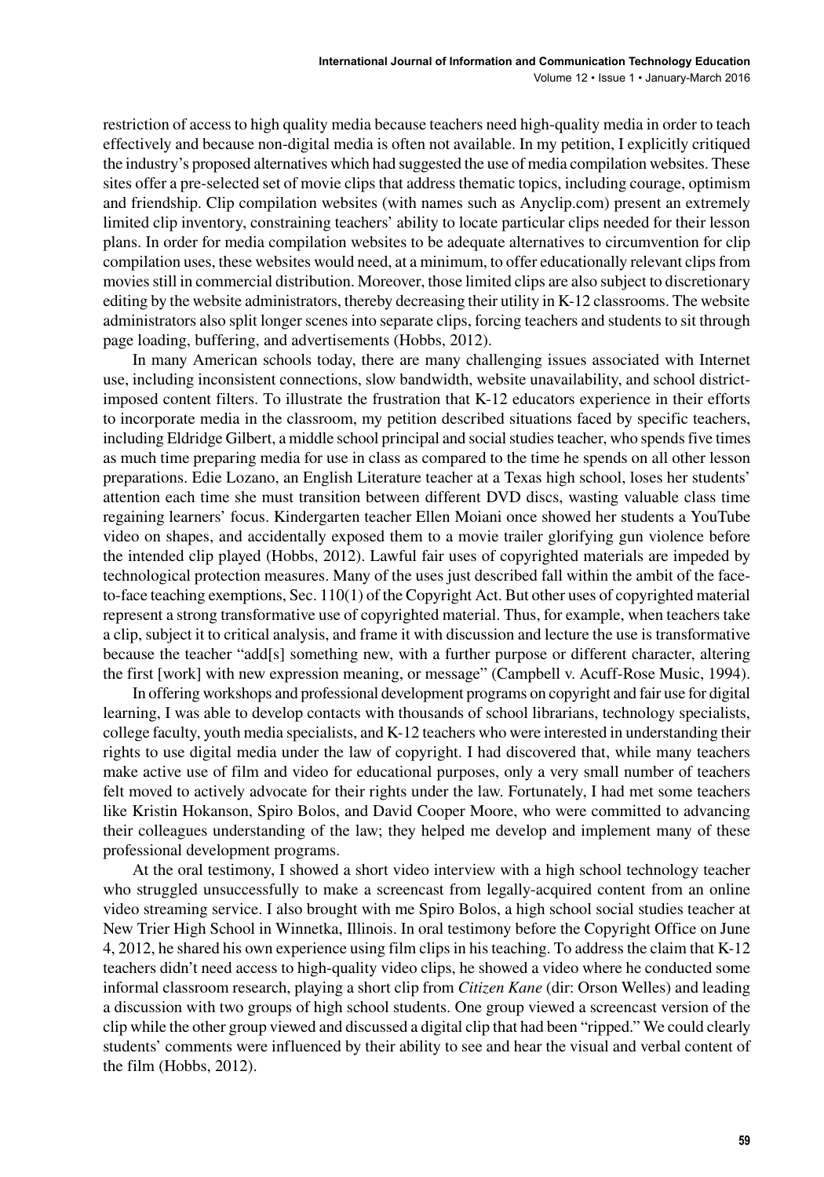restriction of access to high quality media because teachers need high-quality media in order to teach effectively and because non-digital media is often not available. In my petition, I explicitly critiqued the industry's proposed alternatives which had suggested the use of media compilation websites. These sites offer a pre-selected set of movie clips that address thematic topics, including courage, optimism and friendship. Clip compilation websites (with names such as Anyclip.com) present an extremely limited clip inventory, constraining teachers' ability to locate particular clips needed for their lesson plans. In order for media compilation websites to be adequate alternatives to circumvention for clip compilation uses, these websites would need, at a minimum, to offer educationally relevant clips from movies still in commercial distribution. Moreover, those limited clips are also subject to discretionary editing by the website administrators, thereby decreasing their utility in K-12 classrooms. The website administrators also split longer scenes into separate clips, forcing teachers and students to sit through page loading, buffering, and advertisements (Hobbs, 2012).

In many American schools today, there are many challenging issues associated with Internet use, including inconsistent connections, slow bandwidth, website unavailability, and school district-imposed content filters. To illustrate the frustration that K-12 educators experience in their efforts to incorporate media in the classroom, my petition described situations faced by specific teachers, including Eldridge Gilbert, a middle school principal and social studies teacher, who spends five times as much time preparing media for use in class as compared to the time he spends on all other lesson preparations. Edie Lozano, an English Literature teacher at a Texas high school, loses her students' attention each time she must transition between different DVD discs, wasting valuable class time regaining learners' focus. Kindergarten teacher Ellen Moiani once showed her students a YouTube video on shapes, and accidentally exposed them to a movie trailer glorifying gun violence before the intended clip played (Hobbs, 2012). Lawful fair uses of copyrighted materials are impeded by technological protection measures. Many of the uses just described fall within the ambit of the face-to-face teaching exemptions, Sec. 110(1) of the Copyright Act. But other uses of copyrighted material represent a strong transformative use of copyrighted material. Thus, for example, when teachers take a clip, subject it to critical analysis, and frame it with discussion and lecture the use is transformative because the teacher "add[s] something new, with a further purpose or different character, altering the first [work] with new expression meaning, or message" (Campbell v. Acuff-Rose Music, 1994).

In offering workshops and professional development programs on copyright and fair use for digital learning, I was able to develop contacts with thousands of school librarians, technology specialists, college faculty, youth media specialists, and K-12 teachers who were interested in understanding their rights to use digital media under the law of copyright. I had discovered that, while many teachers make active use of film and video for educational purposes, only a very small number of teachers felt moved to actively advocate for their rights under the law. Fortunately, I had met some teachers like Kristin Hokanson, Spiro Bolos, and David Cooper Moore, who were committed to advancing their colleagues understanding of the law; they helped me develop and implement many of these professional development programs.

At the oral testimony, I showed a short video interview with a high school technology teacher who struggled unsuccessfully to make a screencast from legally-acquired content from an online video streaming service. I also brought with me Spiro Bolos, a high school social studies teacher at New Trier High School in Winnetka, Illinois. In oral testimony before the Copyright Office on June 4, 2012, he shared his own experience using film clips in his teaching. To address the claim that K-12 teachers didn't need access to high-quality video clips, he showed a video where he conducted some informal classroom research, playing a short clip from *Citizen Kane* (dir: Orson Welles) and leading a discussion with two groups of high school students. One group viewed a screencast version of the clip while the other group viewed and discussed a digital clip that had been "ripped." We could clearly students' comments were influenced by their ability to see and hear the visual and verbal content of the film (Hobbs, 2012).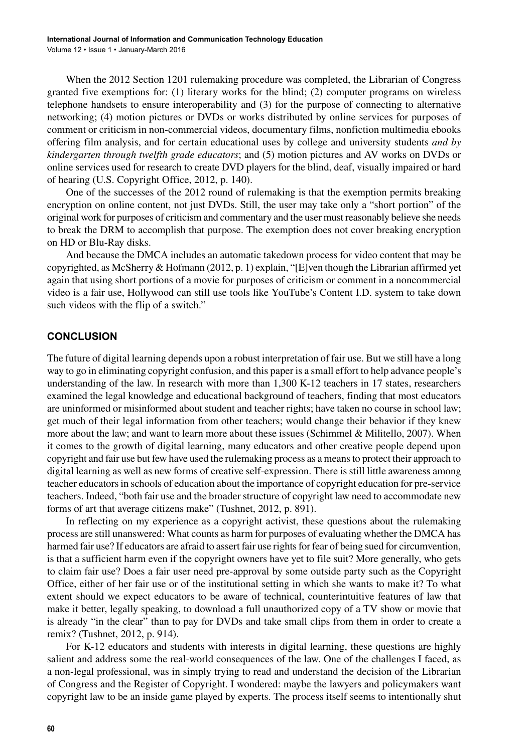When the 2012 Section 1201 rulemaking procedure was completed, the Librarian of Congress granted five exemptions for: (1) literary works for the blind; (2) computer programs on wireless telephone handsets to ensure interoperability and (3) for the purpose of connecting to alternative networking; (4) motion pictures or DVDs or works distributed by online services for purposes of comment or criticism in non-commercial videos, documentary films, nonfiction multimedia ebooks offering film analysis, and for certain educational uses by college and university students *and by kindergarten through twelfth grade educators*; and (5) motion pictures and AV works on DVDs or online services used for research to create DVD players for the blind, deaf, visually impaired or hard of hearing (U.S. Copyright Office, 2012, p. 140).

One of the successes of the 2012 round of rulemaking is that the exemption permits breaking encryption on online content, not just DVDs. Still, the user may take only a "short portion" of the original work for purposes of criticism and commentary and the user must reasonably believe she needs to break the DRM to accomplish that purpose. The exemption does not cover breaking encryption on HD or Blu-Ray disks.

And because the DMCA includes an automatic takedown process for video content that may be copyrighted, as McSherry & Hofmann (2012, p. 1) explain, "[E]ven though the Librarian affirmed yet again that using short portions of a movie for purposes of criticism or comment in a noncommercial video is a fair use, Hollywood can still use tools like YouTube's Content I.D. system to take down such videos with the flip of a switch."

## CONCLUSION

The future of digital learning depends upon a robust interpretation of fair use. But we still have a long way to go in eliminating copyright confusion, and this paper is a small effort to help advance people's understanding of the law. In research with more than 1,300 K-12 teachers in 17 states, researchers examined the legal knowledge and educational background of teachers, finding that most educators are uninformed or misinformed about student and teacher rights; have taken no course in school law; get much of their legal information from other teachers; would change their behavior if they knew more about the law; and want to learn more about these issues (Schimmel & Militello, 2007). When it comes to the growth of digital learning, many educators and other creative people depend upon copyright and fair use but few have used the rulemaking process as a means to protect their approach to digital learning as well as new forms of creative self-expression. There is still little awareness among teacher educators in schools of education about the importance of copyright education for pre-service teachers. Indeed, "both fair use and the broader structure of copyright law need to accommodate new forms of art that average citizens make" (Tushnet, 2012, p. 891).

In reflecting on my experience as a copyright activist, these questions about the rulemaking process are still unanswered: What counts as harm for purposes of evaluating whether the DMCA has harmed fair use? If educators are afraid to assert fair use rights for fear of being sued for circumvention, is that a sufficient harm even if the copyright owners have yet to file suit? More generally, who gets to claim fair use? Does a fair user need pre-approval by some outside party such as the Copyright Office, either of her fair use or of the institutional setting in which she wants to make it? To what extent should we expect educators to be aware of technical, counterintuitive features of law that make it better, legally speaking, to download a full unauthorized copy of a TV show or movie that is already "in the clear" than to pay for DVDs and take small clips from them in order to create a remix? (Tushnet, 2012, p. 914).

For K-12 educators and students with interests in digital learning, these questions are highly salient and address some the real-world consequences of the law. One of the challenges I faced, as a non-legal professional, was in simply trying to read and understand the decision of the Librarian of Congress and the Register of Copyright. I wondered: maybe the lawyers and policymakers want copyright law to be an inside game played by experts. The process itself seems to intentionally shut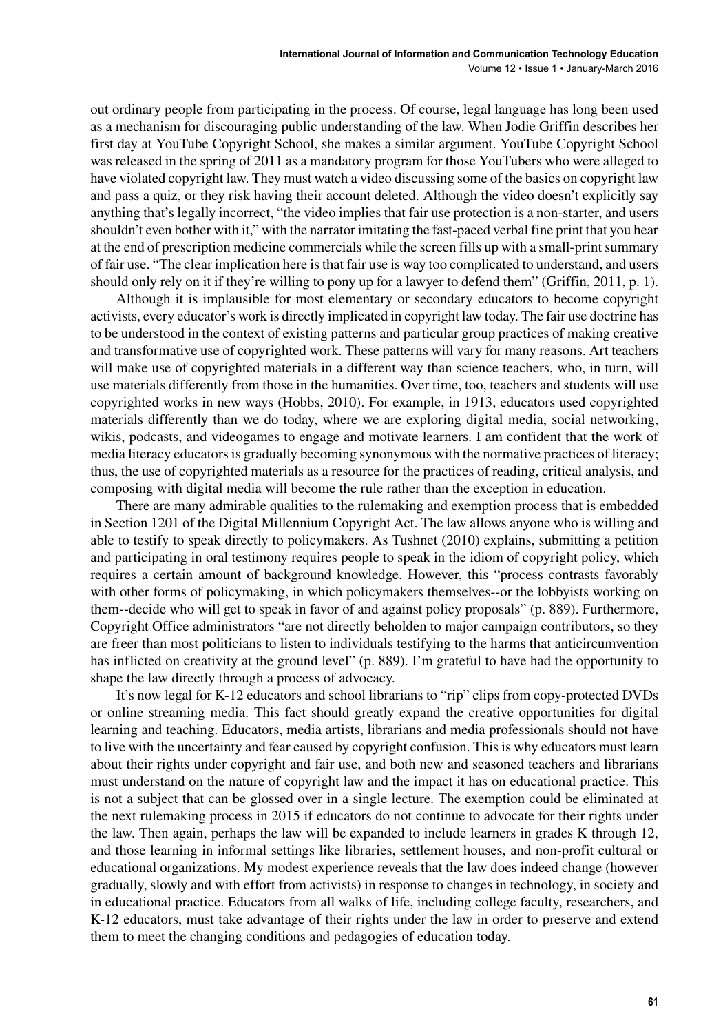out ordinary people from participating in the process. Of course, legal language has long been used as a mechanism for discouraging public understanding of the law. When Jodie Griffin describes her first day at YouTube Copyright School, she makes a similar argument. YouTube Copyright School was released in the spring of 2011 as a mandatory program for those YouTubers who were alleged to have violated copyright law. They must watch a video discussing some of the basics on copyright law and pass a quiz, or they risk having their account deleted. Although the video doesn't explicitly say anything that's legally incorrect, "the video implies that fair use protection is a non-starter, and users shouldn't even bother with it," with the narrator imitating the fast-paced verbal fine print that you hear at the end of prescription medicine commercials while the screen fills up with a small-print summary of fair use. "The clear implication here is that fair use is way too complicated to understand, and users should only rely on it if they're willing to pony up for a lawyer to defend them" (Griffin, 2011, p. 1).

Although it is implausible for most elementary or secondary educators to become copyright activists, every educator's work is directly implicated in copyright law today. The fair use doctrine has to be understood in the context of existing patterns and particular group practices of making creative and transformative use of copyrighted work. These patterns will vary for many reasons. Art teachers will make use of copyrighted materials in a different way than science teachers, who, in turn, will use materials differently from those in the humanities. Over time, too, teachers and students will use copyrighted works in new ways (Hobbs, 2010). For example, in 1913, educators used copyrighted materials differently than we do today, where we are exploring digital media, social networking, wikis, podcasts, and videogames to engage and motivate learners. I am confident that the work of media literacy educators is gradually becoming synonymous with the normative practices of literacy; thus, the use of copyrighted materials as a resource for the practices of reading, critical analysis, and composing with digital media will become the rule rather than the exception in education.

There are many admirable qualities to the rulemaking and exemption process that is embedded in Section 1201 of the Digital Millennium Copyright Act. The law allows anyone who is willing and able to testify to speak directly to policymakers. As Tushnet (2010) explains, submitting a petition and participating in oral testimony requires people to speak in the idiom of copyright policy, which requires a certain amount of background knowledge. However, this "process contrasts favorably with other forms of policymaking, in which policymakers themselves--or the lobbyists working on them--decide who will get to speak in favor of and against policy proposals" (p. 889). Furthermore, Copyright Office administrators "are not directly beholden to major campaign contributors, so they are freer than most politicians to listen to individuals testifying to the harms that anticircumvention has inflicted on creativity at the ground level" (p. 889). I'm grateful to have had the opportunity to shape the law directly through a process of advocacy.

It's now legal for K-12 educators and school librarians to "rip" clips from copy-protected DVDs or online streaming media. This fact should greatly expand the creative opportunities for digital learning and teaching. Educators, media artists, librarians and media professionals should not have to live with the uncertainty and fear caused by copyright confusion. This is why educators must learn about their rights under copyright and fair use, and both new and seasoned teachers and librarians must understand on the nature of copyright law and the impact it has on educational practice. This is not a subject that can be glossed over in a single lecture. The exemption could be eliminated at the next rulemaking process in 2015 if educators do not continue to advocate for their rights under the law. Then again, perhaps the law will be expanded to include learners in grades K through 12, and those learning in informal settings like libraries, settlement houses, and non-profit cultural or educational organizations. My modest experience reveals that the law does indeed change (however gradually, slowly and with effort from activists) in response to changes in technology, in society and in educational practice. Educators from all walks of life, including college faculty, researchers, and K-12 educators, must take advantage of their rights under the law in order to preserve and extend them to meet the changing conditions and pedagogies of education today.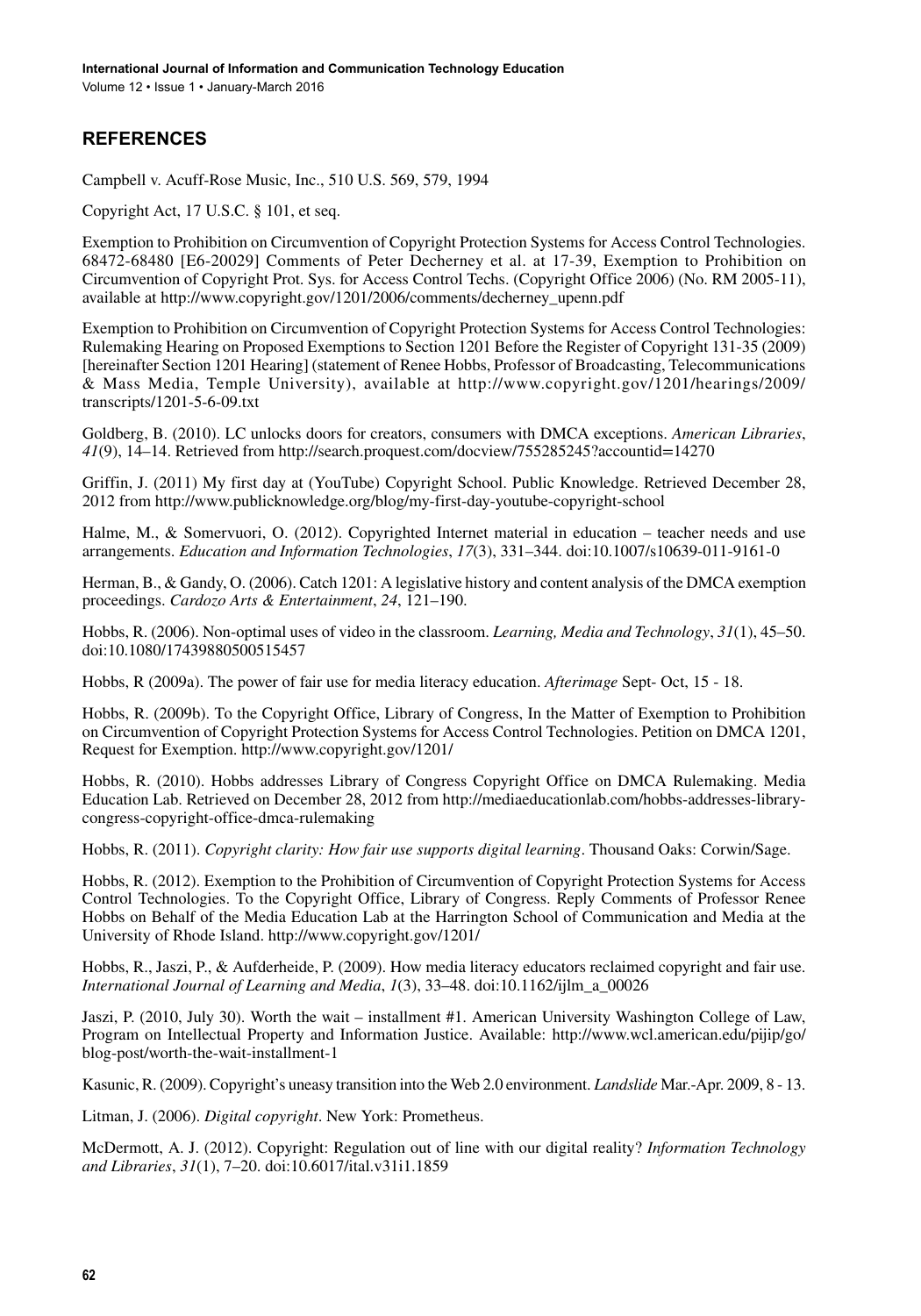## REFERENCES

Campbell v. Acuff-Rose Music, Inc., 510 U.S. 569, 579, 1994

Copyright Act, 17 U.S.C. § 101, et seq.

Exemption to Prohibition on Circumvention of Copyright Protection Systems for Access Control Technologies. 68472-68480 [E6-20029] Comments of Peter Decherney et al. at 17-39, Exemption to Prohibition on Circumvention of Copyright Prot. Sys. for Access Control Techs. (Copyright Office 2006) (No. RM 2005-11), available at http://www.copyright.gov/1201/2006/comments/decherney_upenn.pdf

Exemption to Prohibition on Circumvention of Copyright Protection Systems for Access Control Technologies: Rulemaking Hearing on Proposed Exemptions to Section 1201 Before the Register of Copyright 131-35 (2009) [hereinafter Section 1201 Hearing] (statement of Renee Hobbs, Professor of Broadcasting, Telecommunications & Mass Media, Temple University), available at http://www.copyright.gov/1201/hearings/2009/transcripts/1201-5-6-09.txt

Goldberg, B. (2010). LC unlocks doors for creators, consumers with DMCA exceptions. *American Libraries*, *41*(9), 14–14. Retrieved from http://search.proquest.com/docview/755285245?accountid=14270

Griffin, J. (2011) My first day at (YouTube) Copyright School. Public Knowledge. Retrieved December 28, 2012 from http://www.publicknowledge.org/blog/my-first-day-youtube-copyright-school

Halme, M., & Somervuori, O. (2012). Copyrighted Internet material in education – teacher needs and use arrangements. *Education and Information Technologies*, *17*(3), 331–344. doi:10.1007/s10639-011-9161-0

Herman, B., & Gandy, O. (2006). Catch 1201: A legislative history and content analysis of the DMCA exemption proceedings. *Cardozo Arts & Entertainment*, *24*, 121–190.

Hobbs, R. (2006). Non-optimal uses of video in the classroom. *Learning, Media and Technology*, *31*(1), 45–50. doi:10.1080/17439880500515457

Hobbs, R (2009a). The power of fair use for media literacy education. *Afterimage* Sept- Oct, 15 - 18.

Hobbs, R. (2009b). To the Copyright Office, Library of Congress, In the Matter of Exemption to Prohibition on Circumvention of Copyright Protection Systems for Access Control Technologies. Petition on DMCA 1201, Request for Exemption. http://www.copyright.gov/1201/

Hobbs, R. (2010). Hobbs addresses Library of Congress Copyright Office on DMCA Rulemaking. Media Education Lab. Retrieved on December 28, 2012 from http://mediaeducationlab.com/hobbs-addresses-library-congress-copyright-office-dmca-rulemaking

Hobbs, R. (2011). *Copyright clarity: How fair use supports digital learning*. Thousand Oaks: Corwin/Sage.

Hobbs, R. (2012). Exemption to the Prohibition of Circumvention of Copyright Protection Systems for Access Control Technologies. To the Copyright Office, Library of Congress. Reply Comments of Professor Renee Hobbs on Behalf of the Media Education Lab at the Harrington School of Communication and Media at the University of Rhode Island. http://www.copyright.gov/1201/

Hobbs, R., Jaszi, P., & Aufderheide, P. (2009). How media literacy educators reclaimed copyright and fair use. *International Journal of Learning and Media*, *1*(3), 33–48. doi:10.1162/ijlm_a_00026

Jaszi, P. (2010, July 30). Worth the wait – installment #1. American University Washington College of Law, Program on Intellectual Property and Information Justice. Available: http://www.wcl.american.edu/pijip/go/blog-post/worth-the-wait-installment-1

Kasunic, R. (2009). Copyright's uneasy transition into the Web 2.0 environment. *Landslide* Mar.-Apr. 2009, 8 - 13.

Litman, J. (2006). *Digital copyright*. New York: Prometheus.

McDermott, A. J. (2012). Copyright: Regulation out of line with our digital reality? *Information Technology and Libraries*, *31*(1), 7–20. doi:10.6017/ital.v31i1.1859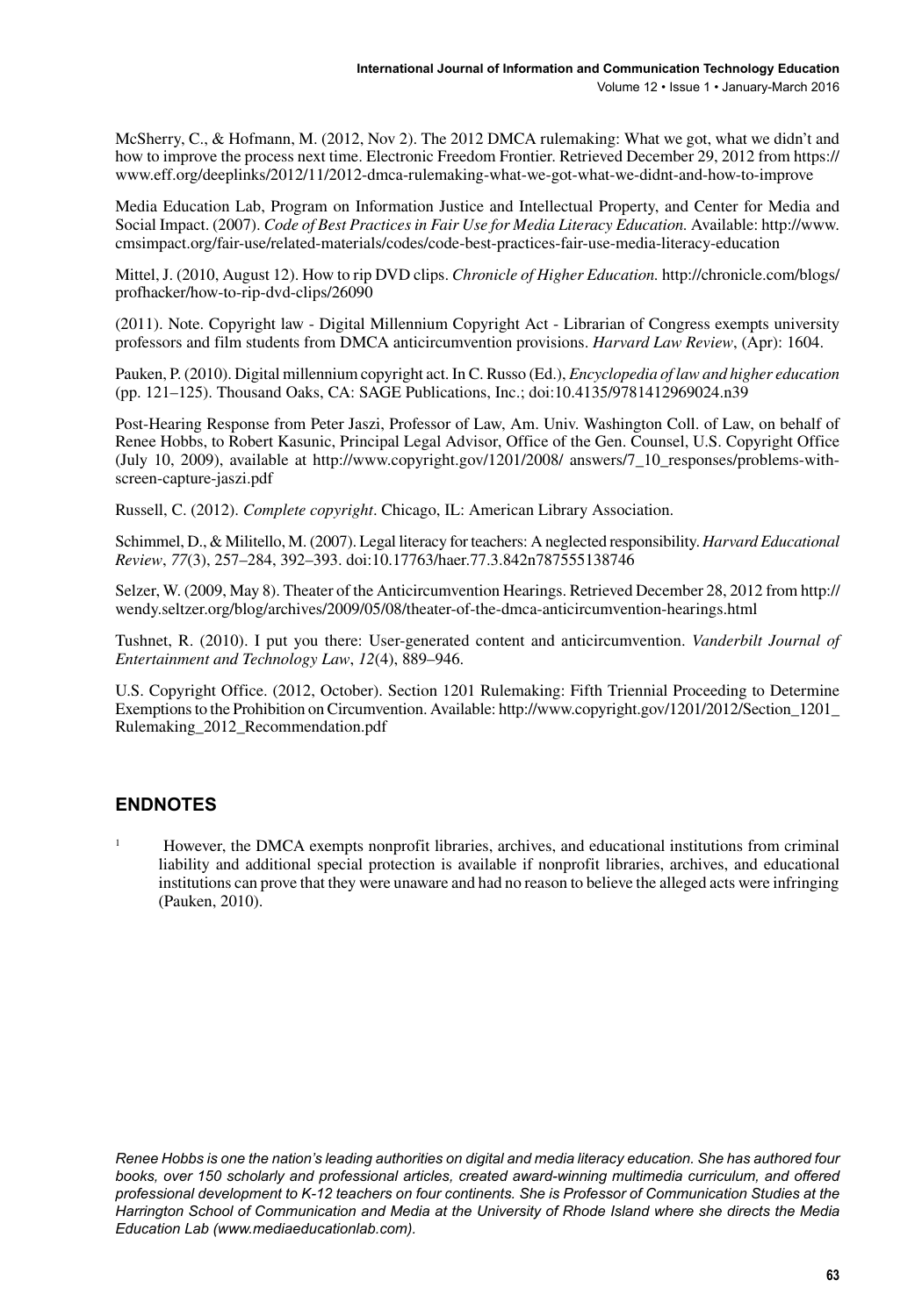McSherry, C., & Hofmann, M. (2012, Nov 2). The 2012 DMCA rulemaking: What we got, what we didn't and how to improve the process next time. Electronic Freedom Frontier. Retrieved December 29, 2012 from https://www.eff.org/deeplinks/2012/11/2012-dmca-rulemaking-what-we-got-what-we-didnt-and-how-to-improve

Media Education Lab, Program on Information Justice and Intellectual Property, and Center for Media and Social Impact. (2007). *Code of Best Practices in Fair Use for Media Literacy Education.* Available: http://www.cmsimpact.org/fair-use/related-materials/codes/code-best-practices-fair-use-media-literacy-education

Mittel, J. (2010, August 12). How to rip DVD clips. *Chronicle of Higher Education.* http://chronicle.com/blogs/profhacker/how-to-rip-dvd-clips/26090

(2011). Note. Copyright law - Digital Millennium Copyright Act - Librarian of Congress exempts university professors and film students from DMCA anticircumvention provisions. *Harvard Law Review*, (Apr): 1604.

Pauken, P. (2010). Digital millennium copyright act. In C. Russo (Ed.), *Encyclopedia of law and higher education* (pp. 121–125). Thousand Oaks, CA: SAGE Publications, Inc.; doi:10.4135/9781412969024.n39

Post-Hearing Response from Peter Jaszi, Professor of Law, Am. Univ. Washington Coll. of Law, on behalf of Renee Hobbs, to Robert Kasunic, Principal Legal Advisor, Office of the Gen. Counsel, U.S. Copyright Office (July 10, 2009), available at http://www.copyright.gov/1201/2008/ answers/7_10_responses/problems-with-screen-capture-jaszi.pdf

Russell, C. (2012). *Complete copyright*. Chicago, IL: American Library Association.

Schimmel, D., & Militello, M. (2007). Legal literacy for teachers: A neglected responsibility. *Harvard Educational Review*, *77*(3), 257–284, 392–393. doi:10.17763/haer.77.3.842n787555138746

Selzer, W. (2009, May 8). Theater of the Anticircumvention Hearings. Retrieved December 28, 2012 from http://wendy.seltzer.org/blog/archives/2009/05/08/theater-of-the-dmca-anticircumvention-hearings.html

Tushnet, R. (2010). I put you there: User-generated content and anticircumvention. *Vanderbilt Journal of Entertainment and Technology Law*, *12*(4), 889–946.

U.S. Copyright Office. (2012, October). Section 1201 Rulemaking: Fifth Triennial Proceeding to Determine Exemptions to the Prohibition on Circumvention. Available: http://www.copyright.gov/1201/2012/Section_1201_Rulemaking_2012_Recommendation.pdf

## ENDNOTES

[1] However, the DMCA exempts nonprofit libraries, archives, and educational institutions from criminal liability and additional special protection is available if nonprofit libraries, archives, and educational institutions can prove that they were unaware and had no reason to believe the alleged acts were infringing (Pauken, 2010).

*Renee Hobbs is one the nation's leading authorities on digital and media literacy education. She has authored four books, over 150 scholarly and professional articles, created award-winning multimedia curriculum, and offered professional development to K-12 teachers on four continents. She is Professor of Communication Studies at the Harrington School of Communication and Media at the University of Rhode Island where she directs the Media Education Lab (www.mediaeducationlab.com).*